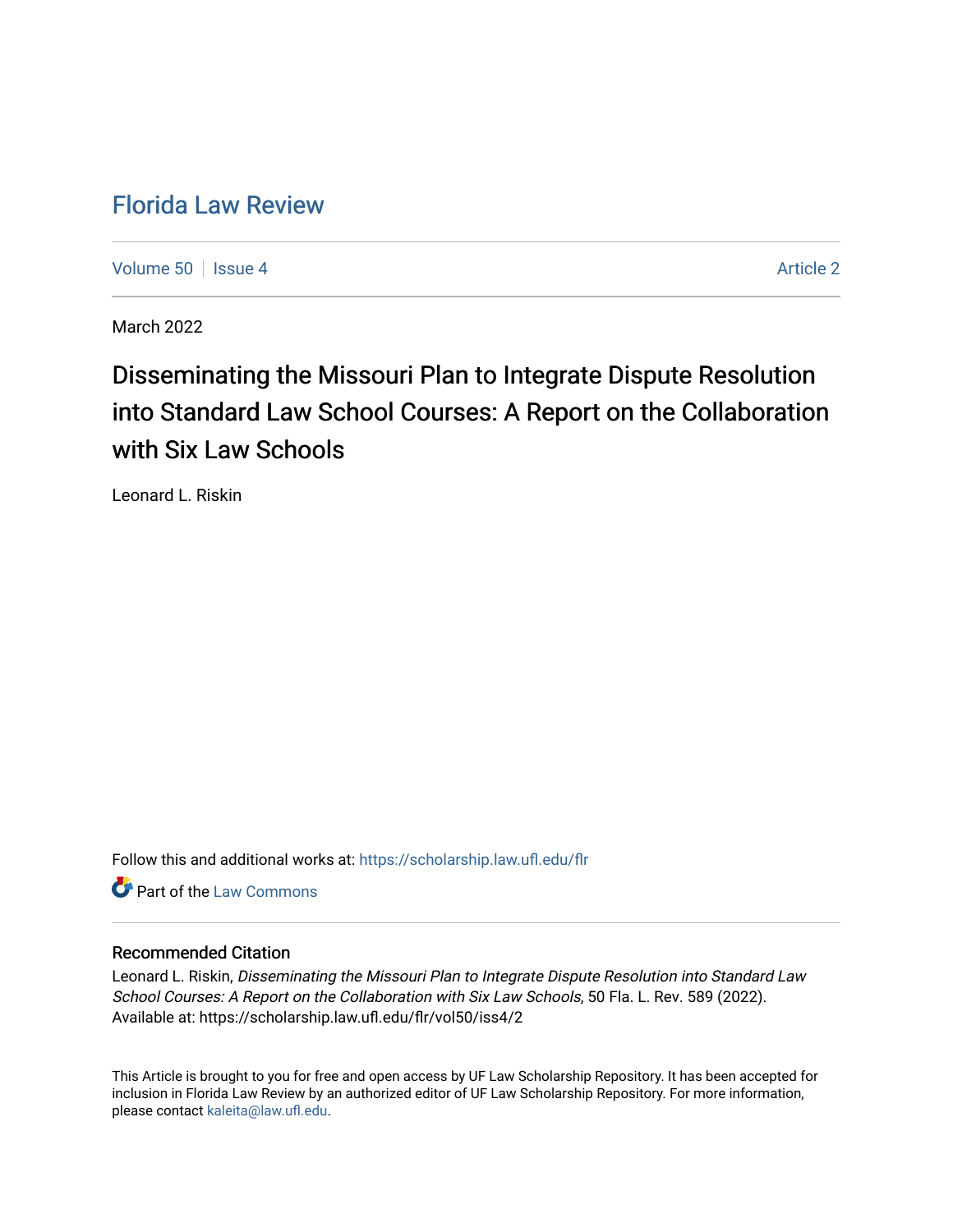# Florida Law Review

Volume 50 | Issue 4 | Article 2

March 2022

## Disseminating the Missouri Plan to Integrate Dispute Resolution into Standard Law School Courses: A Report on the Collaboration with Six Law Schools

Leonard L. Riskin

Follow this and additional works at: https://scholarship.law.ufl.edu/flr

Part of the Law Commons

### Recommended Citation

Leonard L. Riskin, *Disseminating the Missouri Plan to Integrate Dispute Resolution into Standard Law School Courses: A Report on the Collaboration with Six Law Schools*, 50 Fla. L. Rev. 589 (2022).
Available at: https://scholarship.law.ufl.edu/flr/vol50/iss4/2

This Article is brought to you for free and open access by UF Law Scholarship Repository. It has been accepted for inclusion in Florida Law Review by an authorized editor of UF Law Scholarship Repository. For more information, please contact kaleita@law.ufl.edu.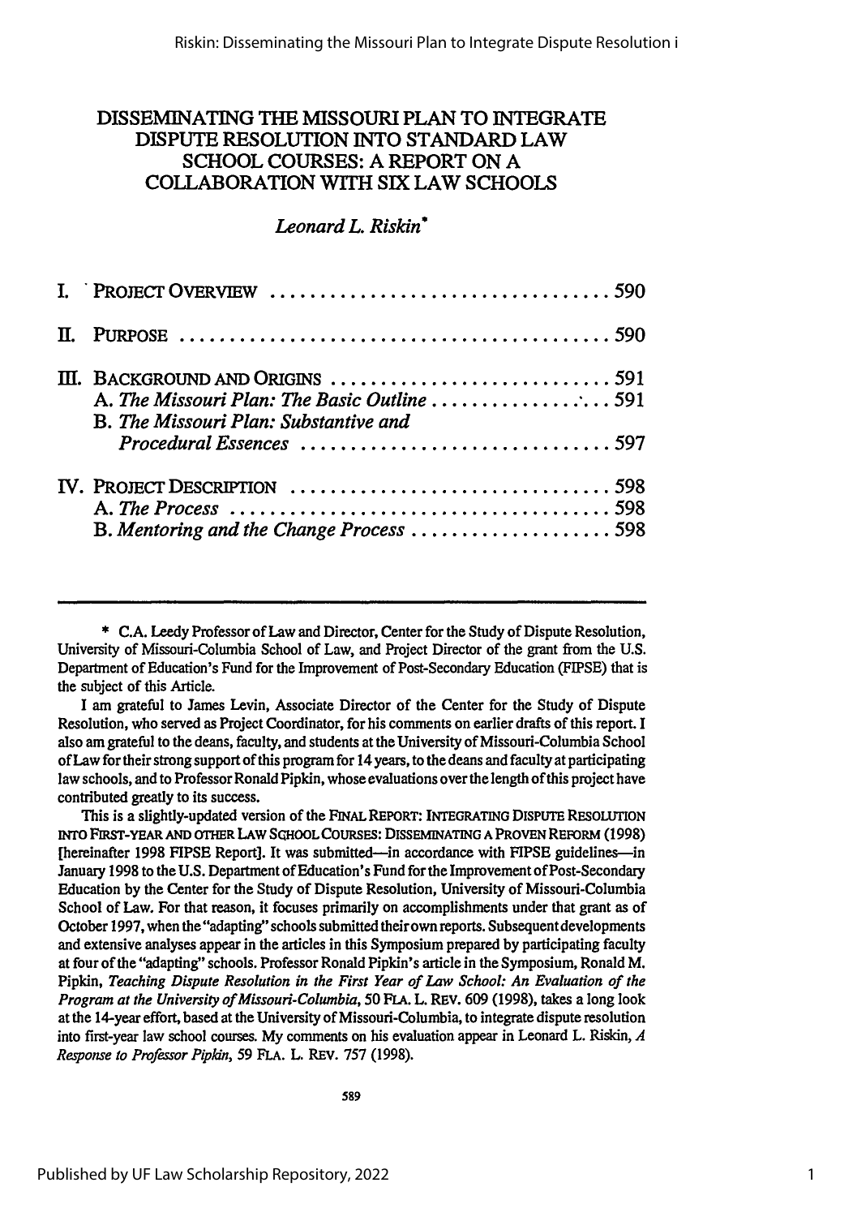# DISSEMINATING THE MISSOURI PLAN TO INTEGRATE DISPUTE RESOLUTION INTO STANDARD LAW SCHOOL COURSES: A REPORT ON A COLLABORATION WITH SIX LAW SCHOOLS

*Leonard L. Riskin*\*

| | | |
|---|---|---|
| I. | PROJECT OVERVIEW | 590 |
| II. | PURPOSE | 590 |
| III. | BACKGROUND AND ORIGINS | 591 |
| | A. *The Missouri Plan: The Basic Outline* | 591 |
| | B. *The Missouri Plan: Substantive and Procedural Essences* | 597 |
| IV. | PROJECT DESCRIPTION | 598 |
| | A. *The Process* | 598 |
| | B. *Mentoring and the Change Process* | 598 |

\* C.A. Leedy Professor of Law and Director, Center for the Study of Dispute Resolution, University of Missouri-Columbia School of Law, and Project Director of the grant from the U.S. Department of Education's Fund for the Improvement of Post-Secondary Education (FIPSE) that is the subject of this Article.

I am grateful to James Levin, Associate Director of the Center for the Study of Dispute Resolution, who served as Project Coordinator, for his comments on earlier drafts of this report. I also am grateful to the deans, faculty, and students at the University of Missouri-Columbia School of Law for their strong support of this program for 14 years, to the deans and faculty at participating law schools, and to Professor Ronald Pipkin, whose evaluations over the length of this project have contributed greatly to its success.

This is a slightly-updated version of the FINAL REPORT: INTEGRATING DISPUTE RESOLUTION INTO FIRST-YEAR AND OTHER LAW SCHOOL COURSES: DISSEMINATING A PROVEN REFORM (1998) [hereinafter 1998 FIPSE Report]. It was submitted—in accordance with FIPSE guidelines—in January 1998 to the U.S. Department of Education's Fund for the Improvement of Post-Secondary Education by the Center for the Study of Dispute Resolution, University of Missouri-Columbia School of Law. For that reason, it focuses primarily on accomplishments under that grant as of October 1997, when the "adapting" schools submitted their own reports. Subsequent developments and extensive analyses appear in the articles in this Symposium prepared by participating faculty at four of the "adapting" schools. Professor Ronald Pipkin's article in the Symposium, Ronald M. Pipkin, *Teaching Dispute Resolution in the First Year of Law School: An Evaluation of the Program at the University of Missouri-Columbia*, 50 FLA. L. REV. 609 (1998), takes a long look at the 14-year effort, based at the University of Missouri-Columbia, to integrate dispute resolution into first-year law school courses. My comments on his evaluation appear in Leonard L. Riskin, *A Response to Professor Pipkin*, 59 FLA. L. REV. 757 (1998).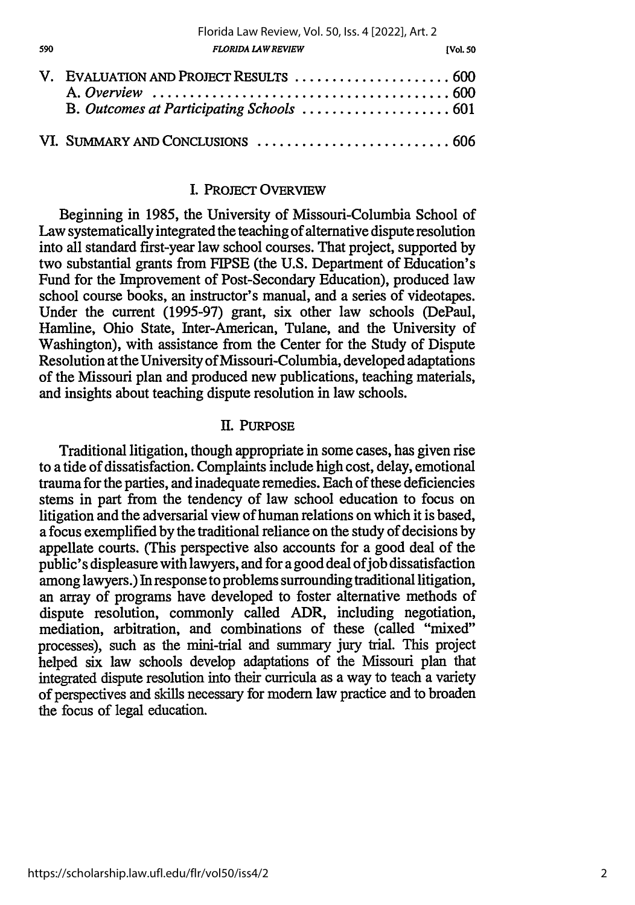| | |
|---|---|
| V. EVALUATION AND PROJECT RESULTS | 600 |
| A. *Overview* | 600 |
| B. *Outcomes at Participating Schools* | 601 |
| VI. SUMMARY AND CONCLUSIONS | 606 |

## I. PROJECT OVERVIEW

Beginning in 1985, the University of Missouri-Columbia School of Law systematically integrated the teaching of alternative dispute resolution into all standard first-year law school courses. That project, supported by two substantial grants from FIPSE (the U.S. Department of Education's Fund for the Improvement of Post-Secondary Education), produced law school course books, an instructor's manual, and a series of videotapes. Under the current (1995-97) grant, six other law schools (DePaul, Hamline, Ohio State, Inter-American, Tulane, and the University of Washington), with assistance from the Center for the Study of Dispute Resolution at the University of Missouri-Columbia, developed adaptations of the Missouri plan and produced new publications, teaching materials, and insights about teaching dispute resolution in law schools.

## II. PURPOSE

Traditional litigation, though appropriate in some cases, has given rise to a tide of dissatisfaction. Complaints include high cost, delay, emotional trauma for the parties, and inadequate remedies. Each of these deficiencies stems in part from the tendency of law school education to focus on litigation and the adversarial view of human relations on which it is based, a focus exemplified by the traditional reliance on the study of decisions by appellate courts. (This perspective also accounts for a good deal of the public's displeasure with lawyers, and for a good deal of job dissatisfaction among lawyers.) In response to problems surrounding traditional litigation, an array of programs have developed to foster alternative methods of dispute resolution, commonly called ADR, including negotiation, mediation, arbitration, and combinations of these (called "mixed" processes), such as the mini-trial and summary jury trial. This project helped six law schools develop adaptations of the Missouri plan that integrated dispute resolution into their curricula as a way to teach a variety of perspectives and skills necessary for modern law practice and to broaden the focus of legal education.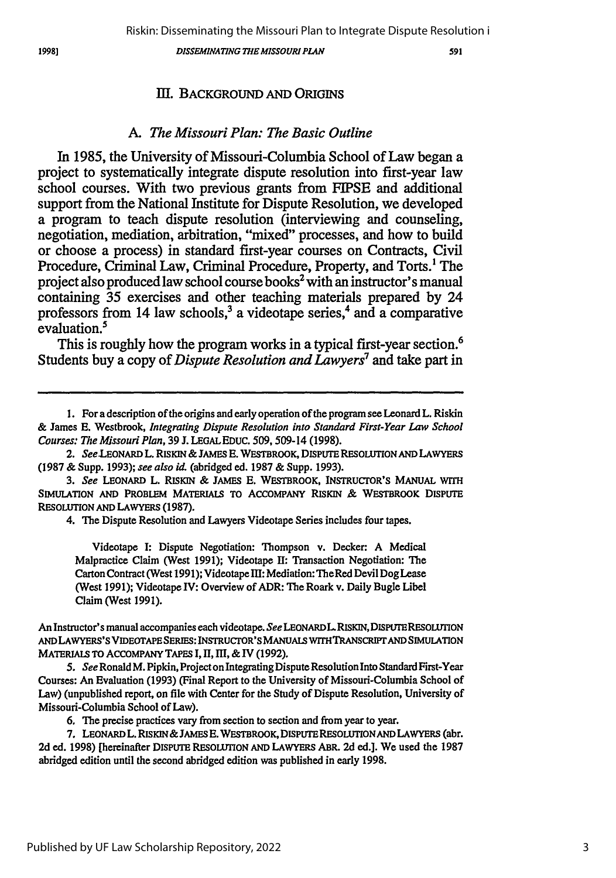## III. BACKGROUND AND ORIGINS

### A. *The Missouri Plan: The Basic Outline*

In 1985, the University of Missouri-Columbia School of Law began a project to systematically integrate dispute resolution into first-year law school courses. With two previous grants from FIPSE and additional support from the National Institute for Dispute Resolution, we developed a program to teach dispute resolution (interviewing and counseling, negotiation, mediation, arbitration, "mixed" processes, and how to build or choose a process) in standard first-year courses on Contracts, Civil Procedure, Criminal Law, Criminal Procedure, Property, and Torts.[1] The project also produced law school course books[2] with an instructor's manual containing 35 exercises and other teaching materials prepared by 24 professors from 14 law schools,[3] a videotape series,[4] and a comparative evaluation.[5]

This is roughly how the program works in a typical first-year section.[6] Students buy a copy of *Dispute Resolution and Lawyers*[7] and take part in

---

1. For a description of the origins and early operation of the program see Leonard L. Riskin & James E. Westbrook, *Integrating Dispute Resolution into Standard First-Year Law School Courses: The Missouri Plan*, 39 J. LEGAL EDUC. 509, 509-14 (1998).

2. *See* LEONARD L. RISKIN & JAMES E. WESTBROOK, DISPUTE RESOLUTION AND LAWYERS (1987 & Supp. 1993); *see also id.* (abridged ed. 1987 & Supp. 1993).

3. *See* LEONARD L. RISKIN & JAMES E. WESTBROOK, INSTRUCTOR'S MANUAL WITH SIMULATION AND PROBLEM MATERIALS TO ACCOMPANY RISKIN & WESTBROOK DISPUTE RESOLUTION AND LAWYERS (1987).

4. The Dispute Resolution and Lawyers Videotape Series includes four tapes.

> Videotape I: Dispute Negotiation: Thompson v. Decker: A Medical Malpractice Claim (West 1991); Videotape II: Transaction Negotiation: The Carton Contract (West 1991); Videotape III: Mediation: The Red Devil Dog Lease (West 1991); Videotape IV: Overview of ADR: The Roark v. Daily Bugle Libel Claim (West 1991).

An Instructor's manual accompanies each videotape. *See* LEONARD L. RISKIN, DISPUTE RESOLUTION AND LAWYERS'S VIDEOTAPE SERIES: INSTRUCTOR'S MANUALS WITH TRANSCRIPT AND SIMULATION MATERIALS TO ACCOMPANY TAPES I, II, III, & IV (1992).

5. *See* Ronald M. Pipkin, Project on Integrating Dispute Resolution Into Standard First-Year Courses: An Evaluation (1993) (Final Report to the University of Missouri-Columbia School of Law) (unpublished report, on file with Center for the Study of Dispute Resolution, University of Missouri-Columbia School of Law).

6. The precise practices vary from section to section and from year to year.

7. LEONARD L. RISKIN & JAMES E. WESTBROOK, DISPUTE RESOLUTION AND LAWYERS (abr. 2d ed. 1998) [hereinafter DISPUTE RESOLUTION AND LAWYERS ABR. 2d ed.]. We used the 1987 abridged edition until the second abridged edition was published in early 1998.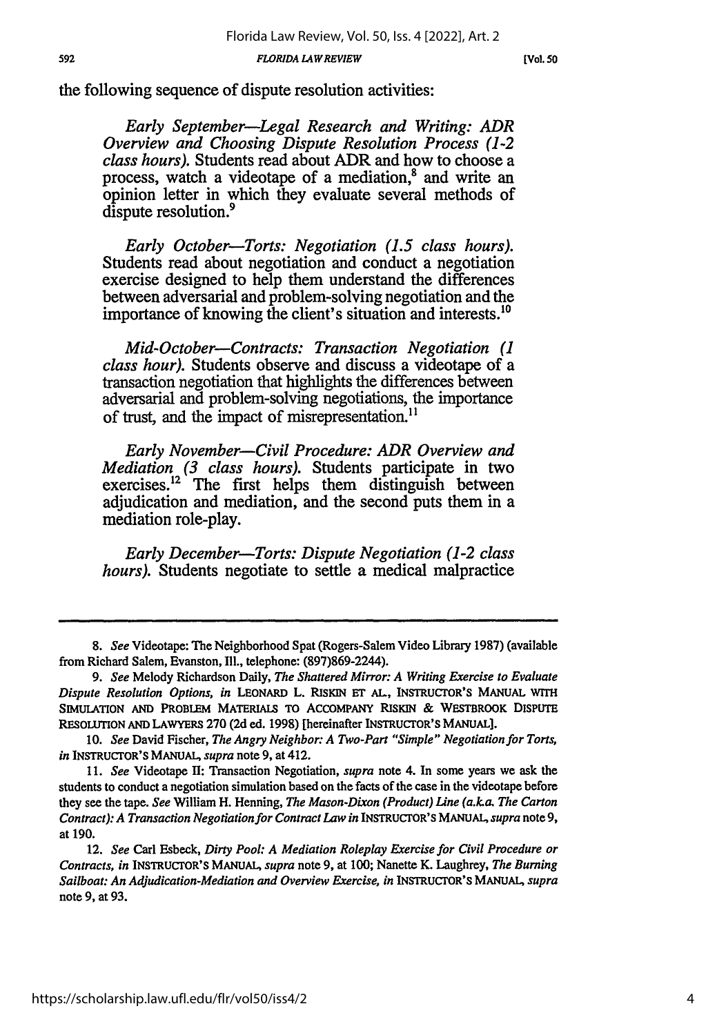the following sequence of dispute resolution activities:

> *Early September—Legal Research and Writing: ADR Overview and Choosing Dispute Resolution Process (1-2 class hours).* Students read about ADR and how to choose a process, watch a videotape of a mediation,[8] and write an opinion letter in which they evaluate several methods of dispute resolution.[9]
>
> *Early October—Torts: Negotiation (1.5 class hours).* Students read about negotiation and conduct a negotiation exercise designed to help them understand the differences between adversarial and problem-solving negotiation and the importance of knowing the client's situation and interests.[10]
>
> *Mid-October—Contracts: Transaction Negotiation (1 class hour).* Students observe and discuss a videotape of a transaction negotiation that highlights the differences between adversarial and problem-solving negotiations, the importance of trust, and the impact of misrepresentation.[11]
>
> *Early November—Civil Procedure: ADR Overview and Mediation (3 class hours).* Students participate in two exercises.[12] The first helps them distinguish between adjudication and mediation, and the second puts them in a mediation role-play.
>
> *Early December—Torts: Dispute Negotiation (1-2 class hours).* Students negotiate to settle a medical malpractice

---

8. *See* Videotape: The Neighborhood Spat (Rogers-Salem Video Library 1987) (available from Richard Salem, Evanston, Ill., telephone: (897)869-2244).

9. *See* Melody Richardson Daily, *The Shattered Mirror: A Writing Exercise to Evaluate Dispute Resolution Options*, *in* LEONARD L. RISKIN ET AL., INSTRUCTOR'S MANUAL WITH SIMULATION AND PROBLEM MATERIALS TO ACCOMPANY RISKIN & WESTBROOK DISPUTE RESOLUTION AND LAWYERS 270 (2d ed. 1998) [hereinafter INSTRUCTOR'S MANUAL].

10. *See* David Fischer, *The Angry Neighbor: A Two-Part "Simple" Negotiation for Torts*, *in* INSTRUCTOR'S MANUAL, *supra* note 9, at 412.

11. *See* Videotape II: Transaction Negotiation, *supra* note 4. In some years we ask the students to conduct a negotiation simulation based on the facts of the case in the videotape before they see the tape. *See* William H. Henning, *The Mason-Dixon (Product) Line (a.k.a. The Carton Contract): A Transaction Negotiation for Contract Law in* INSTRUCTOR'S MANUAL, *supra* note 9, at 190.

12. *See* Carl Esbeck, *Dirty Pool: A Mediation Roleplay Exercise for Civil Procedure or Contracts*, *in* INSTRUCTOR'S MANUAL, *supra* note 9, at 100; Nanette K. Laughrey, *The Burning Sailboat: An Adjudication-Mediation and Overview Exercise*, *in* INSTRUCTOR'S MANUAL, *supra* note 9, at 93.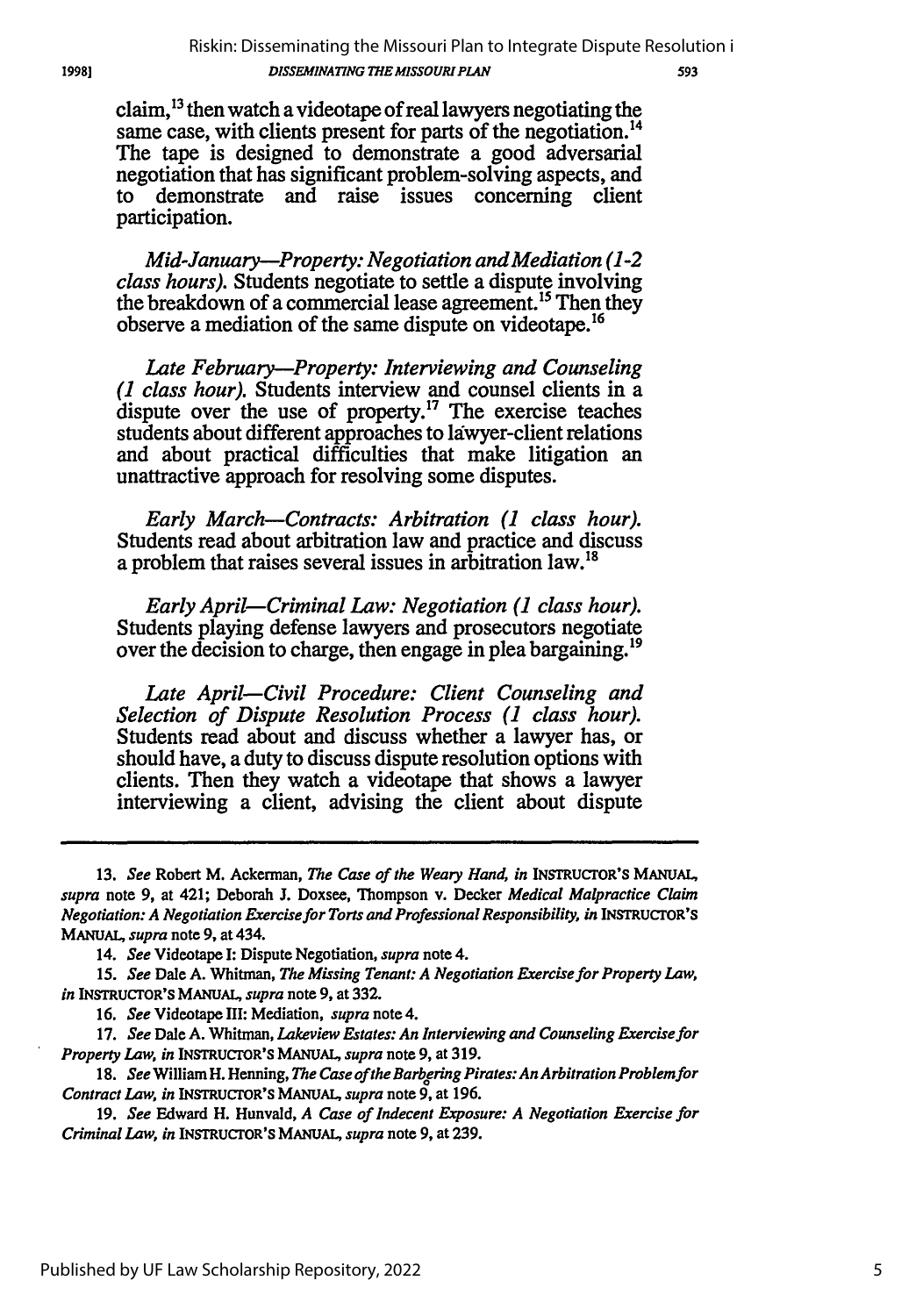claim,[13] then watch a videotape of real lawyers negotiating the same case, with clients present for parts of the negotiation.[14] The tape is designed to demonstrate a good adversarial negotiation that has significant problem-solving aspects, and to demonstrate and raise issues concerning client participation.

*Mid-January—Property: Negotiation and Mediation (1-2 class hours).* Students negotiate to settle a dispute involving the breakdown of a commercial lease agreement.[15] Then they observe a mediation of the same dispute on videotape.[16]

*Late February—Property: Interviewing and Counseling (1 class hour).* Students interview and counsel clients in a dispute over the use of property.[17] The exercise teaches students about different approaches to lawyer-client relations and about practical difficulties that make litigation an unattractive approach for resolving some disputes.

*Early March—Contracts: Arbitration (1 class hour).* Students read about arbitration law and practice and discuss a problem that raises several issues in arbitration law.[18]

*Early April—Criminal Law: Negotiation (1 class hour).* Students playing defense lawyers and prosecutors negotiate over the decision to charge, then engage in plea bargaining.[19]

*Late April—Civil Procedure: Client Counseling and Selection of Dispute Resolution Process (1 class hour).* Students read about and discuss whether a lawyer has, or should have, a duty to discuss dispute resolution options with clients. Then they watch a videotape that shows a lawyer interviewing a client, advising the client about dispute

---

13. *See* Robert M. Ackerman, *The Case of the Weary Hand, in* INSTRUCTOR'S MANUAL, *supra* note 9, at 421; Deborah J. Doxsee, Thompson v. Decker *Medical Malpractice Claim Negotiation: A Negotiation Exercise for Torts and Professional Responsibility, in* INSTRUCTOR'S MANUAL, *supra* note 9, at 434.

14. *See* Videotape I: Dispute Negotiation, *supra* note 4.

15. *See* Dale A. Whitman, *The Missing Tenant: A Negotiation Exercise for Property Law, in* INSTRUCTOR'S MANUAL, *supra* note 9, at 332.

16. *See* Videotape III: Mediation, *supra* note 4.

17. *See* Dale A. Whitman, *Lakeview Estates: An Interviewing and Counseling Exercise for Property Law, in* INSTRUCTOR'S MANUAL, *supra* note 9, at 319.

18. *See* William H. Henning, *The Case of the Barbering Pirates: An Arbitration Problem for Contract Law, in* INSTRUCTOR'S MANUAL, *supra* note 9, at 196.

19. *See* Edward H. Hunvald, *A Case of Indecent Exposure: A Negotiation Exercise for Criminal Law, in* INSTRUCTOR'S MANUAL, *supra* note 9, at 239.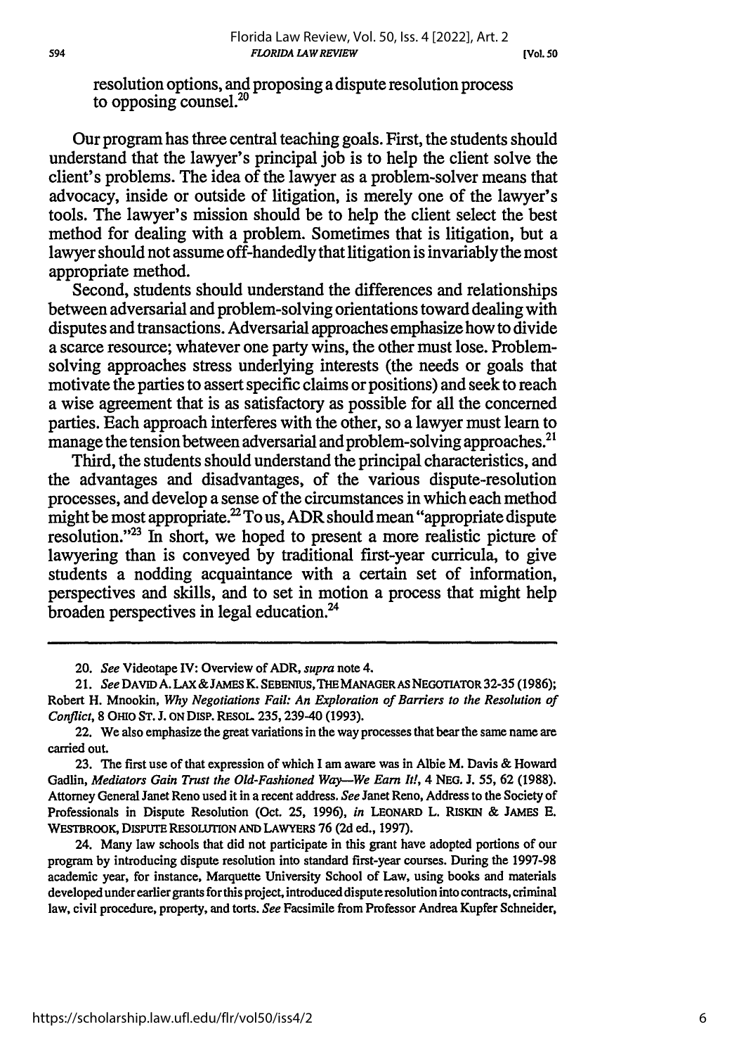resolution options, and proposing a dispute resolution process to opposing counsel.[20]

Our program has three central teaching goals. First, the students should understand that the lawyer's principal job is to help the client solve the client's problems. The idea of the lawyer as a problem-solver means that advocacy, inside or outside of litigation, is merely one of the lawyer's tools. The lawyer's mission should be to help the client select the best method for dealing with a problem. Sometimes that is litigation, but a lawyer should not assume off-handedly that litigation is invariably the most appropriate method.

Second, students should understand the differences and relationships between adversarial and problem-solving orientations toward dealing with disputes and transactions. Adversarial approaches emphasize how to divide a scarce resource; whatever one party wins, the other must lose. Problem-solving approaches stress underlying interests (the needs or goals that motivate the parties to assert specific claims or positions) and seek to reach a wise agreement that is as satisfactory as possible for all the concerned parties. Each approach interferes with the other, so a lawyer must learn to manage the tension between adversarial and problem-solving approaches.[21]

Third, the students should understand the principal characteristics, and the advantages and disadvantages, of the various dispute-resolution processes, and develop a sense of the circumstances in which each method might be most appropriate.[22] To us, ADR should mean "appropriate dispute resolution."[23] In short, we hoped to present a more realistic picture of lawyering than is conveyed by traditional first-year curricula, to give students a nodding acquaintance with a certain set of information, perspectives and skills, and to set in motion a process that might help broaden perspectives in legal education.[24]

---

20. *See* Videotape IV: Overview of ADR, *supra* note 4.

21. *See* DAVID A. LAX & JAMES K. SEBENIUS, THE MANAGER AS NEGOTIATOR 32-35 (1986); Robert H. Mnookin, *Why Negotiations Fail: An Exploration of Barriers to the Resolution of Conflict*, 8 OHIO ST. J. ON DISP. RESOL. 235, 239-40 (1993).

22. We also emphasize the great variations in the way processes that bear the same name are carried out.

23. The first use of that expression of which I am aware was in Albie M. Davis & Howard Gadlin, *Mediators Gain Trust the Old-Fashioned Way—We Earn It!*, 4 NEG. J. 55, 62 (1988). Attorney General Janet Reno used it in a recent address. *See* Janet Reno, Address to the Society of Professionals in Dispute Resolution (Oct. 25, 1996), *in* LEONARD L. RISKIN & JAMES E. WESTBROOK, DISPUTE RESOLUTION AND LAWYERS 76 (2d ed., 1997).

24. Many law schools that did not participate in this grant have adopted portions of our program by introducing dispute resolution into standard first-year courses. During the 1997-98 academic year, for instance, Marquette University School of Law, using books and materials developed under earlier grants for this project, introduced dispute resolution into contracts, criminal law, civil procedure, property, and torts. *See* Facsimile from Professor Andrea Kupfer Schneider,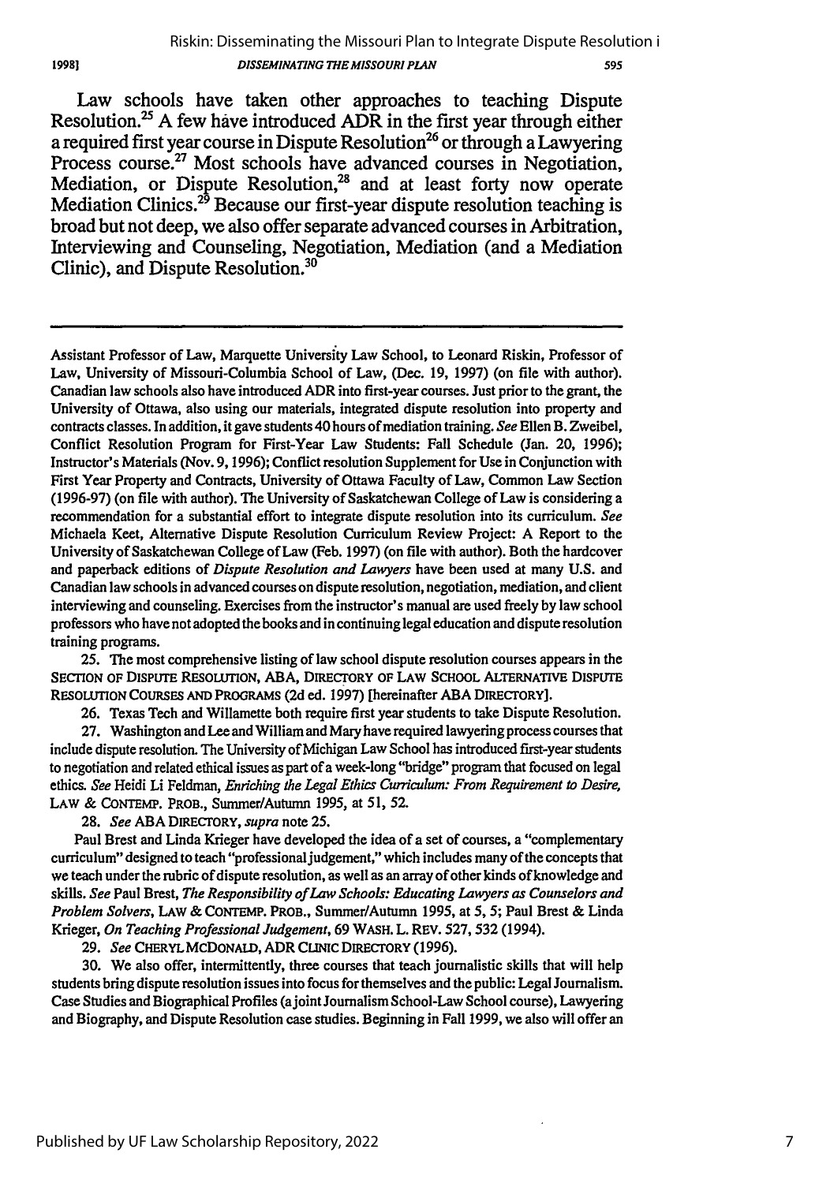Law schools have taken other approaches to teaching Dispute Resolution.[25] A few have introduced ADR in the first year through either a required first year course in Dispute Resolution[26] or through a Lawyering Process course.[27] Most schools have advanced courses in Negotiation, Mediation, or Dispute Resolution,[28] and at least forty now operate Mediation Clinics.[29] Because our first-year dispute resolution teaching is broad but not deep, we also offer separate advanced courses in Arbitration, Interviewing and Counseling, Negotiation, Mediation (and a Mediation Clinic), and Dispute Resolution.[30]

---

Assistant Professor of Law, Marquette University Law School, to Leonard Riskin, Professor of Law, University of Missouri-Columbia School of Law, (Dec. 19, 1997) (on file with author). Canadian law schools also have introduced ADR into first-year courses. Just prior to the grant, the University of Ottawa, also using our materials, integrated dispute resolution into property and contracts classes. In addition, it gave students 40 hours of mediation training. *See* Ellen B. Zweibel, Conflict Resolution Program for First-Year Law Students: Fall Schedule (Jan. 20, 1996); Instructor's Materials (Nov. 9, 1996); Conflict resolution Supplement for Use in Conjunction with First Year Property and Contracts, University of Ottawa Faculty of Law, Common Law Section (1996-97) (on file with author). The University of Saskatchewan College of Law is considering a recommendation for a substantial effort to integrate dispute resolution into its curriculum. *See* Michaela Keet, Alternative Dispute Resolution Curriculum Review Project: A Report to the University of Saskatchewan College of Law (Feb. 1997) (on file with author). Both the hardcover and paperback editions of *Dispute Resolution and Lawyers* have been used at many U.S. and Canadian law schools in advanced courses on dispute resolution, negotiation, mediation, and client interviewing and counseling. Exercises from the instructor's manual are used freely by law school professors who have not adopted the books and in continuing legal education and dispute resolution training programs.

25. The most comprehensive listing of law school dispute resolution courses appears in the SECTION OF DISPUTE RESOLUTION, ABA, DIRECTORY OF LAW SCHOOL ALTERNATIVE DISPUTE RESOLUTION COURSES AND PROGRAMS (2d ed. 1997) [hereinafter ABA DIRECTORY].

26. Texas Tech and Willamette both require first year students to take Dispute Resolution.

27. Washington and Lee and William and Mary have required lawyering process courses that include dispute resolution. The University of Michigan Law School has introduced first-year students to negotiation and related ethical issues as part of a week-long "bridge" program that focused on legal ethics. *See* Heidi Li Feldman, *Enriching the Legal Ethics Curriculum: From Requirement to Desire*, LAW & CONTEMP. PROB., Summer/Autumn 1995, at 51, 52.

28. *See* ABA DIRECTORY, *supra* note 25.

Paul Brest and Linda Krieger have developed the idea of a set of courses, a "complementary curriculum" designed to teach "professional judgement," which includes many of the concepts that we teach under the rubric of dispute resolution, as well as an array of other kinds of knowledge and skills. *See* Paul Brest, *The Responsibility of Law Schools: Educating Lawyers as Counselors and Problem Solvers*, LAW & CONTEMP. PROB., Summer/Autumn 1995, at 5, 5; Paul Brest & Linda Krieger, *On Teaching Professional Judgement*, 69 WASH. L. REV. 527, 532 (1994).

29. *See* CHERYL MCDONALD, ADR CLINIC DIRECTORY (1996).

30. We also offer, intermittently, three courses that teach journalistic skills that will help students bring dispute resolution issues into focus for themselves and the public: Legal Journalism. Case Studies and Biographical Profiles (a joint Journalism School-Law School course), Lawyering and Biography, and Dispute Resolution case studies. Beginning in Fall 1999, we also will offer an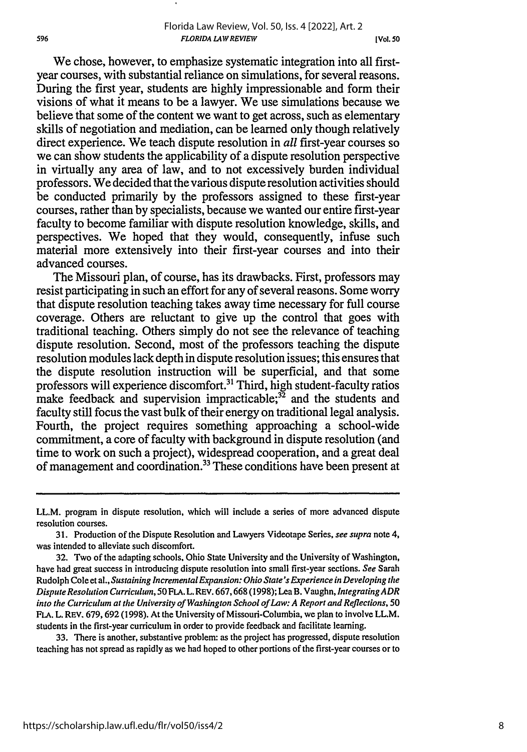We chose, however, to emphasize systematic integration into all first-year courses, with substantial reliance on simulations, for several reasons. During the first year, students are highly impressionable and form their visions of what it means to be a lawyer. We use simulations because we believe that some of the content we want to get across, such as elementary skills of negotiation and mediation, can be learned only though relatively direct experience. We teach dispute resolution in *all* first-year courses so we can show students the applicability of a dispute resolution perspective in virtually any area of law, and to not excessively burden individual professors. We decided that the various dispute resolution activities should be conducted primarily by the professors assigned to these first-year courses, rather than by specialists, because we wanted our entire first-year faculty to become familiar with dispute resolution knowledge, skills, and perspectives. We hoped that they would, consequently, infuse such material more extensively into their first-year courses and into their advanced courses.

The Missouri plan, of course, has its drawbacks. First, professors may resist participating in such an effort for any of several reasons. Some worry that dispute resolution teaching takes away time necessary for full course coverage. Others are reluctant to give up the control that goes with traditional teaching. Others simply do not see the relevance of teaching dispute resolution. Second, most of the professors teaching the dispute resolution modules lack depth in dispute resolution issues; this ensures that the dispute resolution instruction will be superficial, and that some professors will experience discomfort.[31] Third, high student-faculty ratios make feedback and supervision impracticable;[32] and the students and faculty still focus the vast bulk of their energy on traditional legal analysis. Fourth, the project requires something approaching a school-wide commitment, a core of faculty with background in dispute resolution (and time to work on such a project), widespread cooperation, and a great deal of management and coordination.[33] These conditions have been present at

---

LL.M. program in dispute resolution, which will include a series of more advanced dispute resolution courses.

31. Production of the Dispute Resolution and Lawyers Videotape Series, *see supra* note 4, was intended to alleviate such discomfort.

32. Two of the adapting schools, Ohio State University and the University of Washington, have had great success in introducing dispute resolution into small first-year sections. *See* Sarah Rudolph Cole et al., *Sustaining Incremental Expansion: Ohio State's Experience in Developing the Dispute Resolution Curriculum*, 50 FLA. L. REV. 667, 668 (1998); Lea B. Vaughn, *Integrating ADR into the Curriculum at the University of Washington School of Law: A Report and Reflections*, 50 FLA. L. REV. 679, 692 (1998). At the University of Missouri-Columbia, we plan to involve LL.M. students in the first-year curriculum in order to provide feedback and facilitate learning.

33. There is another, substantive problem: as the project has progressed, dispute resolution teaching has not spread as rapidly as we had hoped to other portions of the first-year courses or to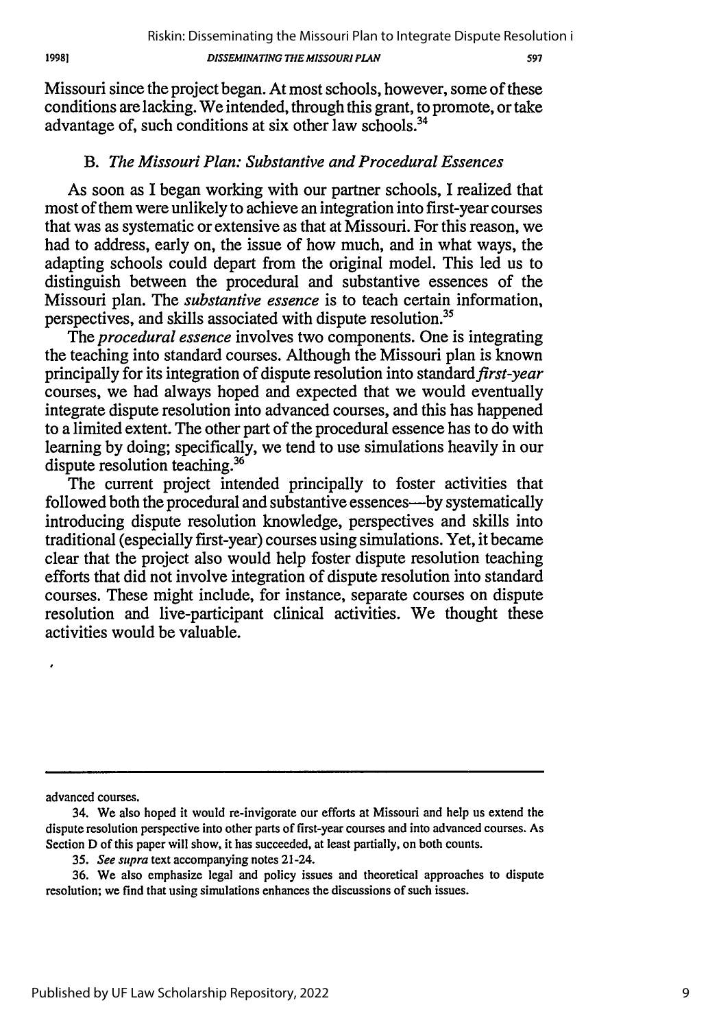Missouri since the project began. At most schools, however, some of these conditions are lacking. We intended, through this grant, to promote, or take advantage of, such conditions at six other law schools.[34]

### B. *The Missouri Plan: Substantive and Procedural Essences*

As soon as I began working with our partner schools, I realized that most of them were unlikely to achieve an integration into first-year courses that was as systematic or extensive as that at Missouri. For this reason, we had to address, early on, the issue of how much, and in what ways, the adapting schools could depart from the original model. This led us to distinguish between the procedural and substantive essences of the Missouri plan. The *substantive essence* is to teach certain information, perspectives, and skills associated with dispute resolution.[35]

The *procedural essence* involves two components. One is integrating the teaching into standard courses. Although the Missouri plan is known principally for its integration of dispute resolution into standard *first-year* courses, we had always hoped and expected that we would eventually integrate dispute resolution into advanced courses, and this has happened to a limited extent. The other part of the procedural essence has to do with learning by doing; specifically, we tend to use simulations heavily in our dispute resolution teaching.[36]

The current project intended principally to foster activities that followed both the procedural and substantive essences—by systematically introducing dispute resolution knowledge, perspectives and skills into traditional (especially first-year) courses using simulations. Yet, it became clear that the project also would help foster dispute resolution teaching efforts that did not involve integration of dispute resolution into standard courses. These might include, for instance, separate courses on dispute resolution and live-participant clinical activities. We thought these activities would be valuable.

---

advanced courses.

34. We also hoped it would re-invigorate our efforts at Missouri and help us extend the dispute resolution perspective into other parts of first-year courses and into advanced courses. As Section D of this paper will show, it has succeeded, at least partially, on both counts.

35. *See supra* text accompanying notes 21-24.

36. We also emphasize legal and policy issues and theoretical approaches to dispute resolution; we find that using simulations enhances the discussions of such issues.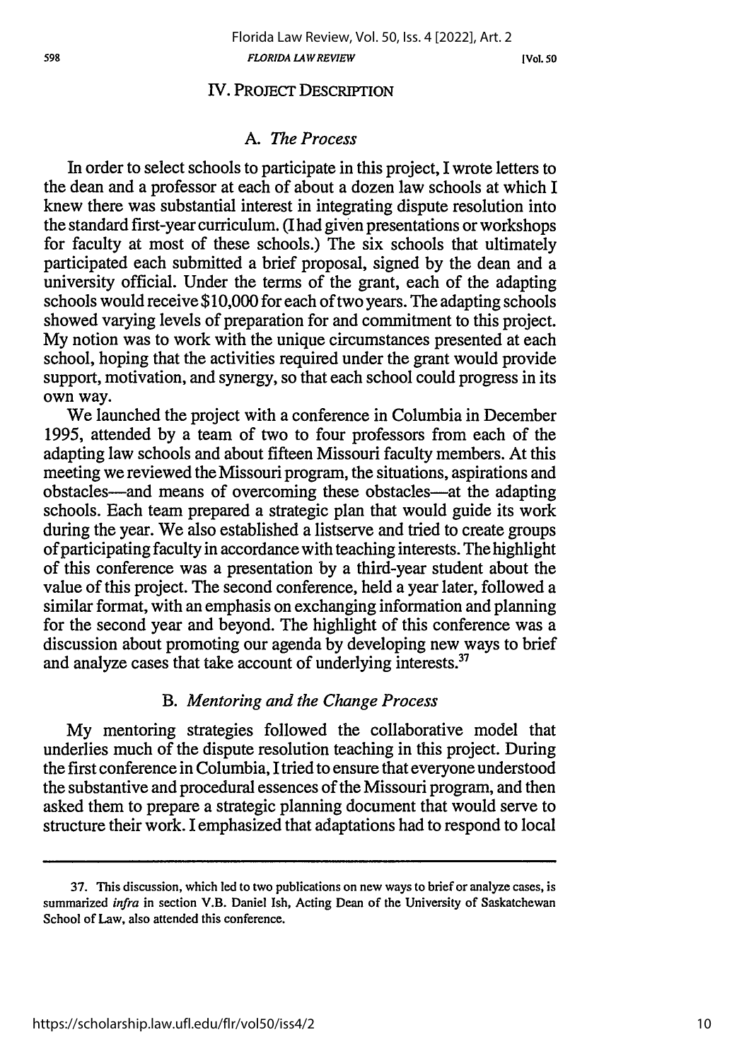## IV. PROJECT DESCRIPTION

### A. *The Process*

In order to select schools to participate in this project, I wrote letters to the dean and a professor at each of about a dozen law schools at which I knew there was substantial interest in integrating dispute resolution into the standard first-year curriculum. (I had given presentations or workshops for faculty at most of these schools.) The six schools that ultimately participated each submitted a brief proposal, signed by the dean and a university official. Under the terms of the grant, each of the adapting schools would receive $10,000 for each of two years. The adapting schools showed varying levels of preparation for and commitment to this project. My notion was to work with the unique circumstances presented at each school, hoping that the activities required under the grant would provide support, motivation, and synergy, so that each school could progress in its own way.

We launched the project with a conference in Columbia in December 1995, attended by a team of two to four professors from each of the adapting law schools and about fifteen Missouri faculty members. At this meeting we reviewed the Missouri program, the situations, aspirations and obstacles—and means of overcoming these obstacles—at the adapting schools. Each team prepared a strategic plan that would guide its work during the year. We also established a listserve and tried to create groups of participating faculty in accordance with teaching interests. The highlight of this conference was a presentation by a third-year student about the value of this project. The second conference, held a year later, followed a similar format, with an emphasis on exchanging information and planning for the second year and beyond. The highlight of this conference was a discussion about promoting our agenda by developing new ways to brief and analyze cases that take account of underlying interests.[37]

### B. *Mentoring and the Change Process*

My mentoring strategies followed the collaborative model that underlies much of the dispute resolution teaching in this project. During the first conference in Columbia, I tried to ensure that everyone understood the substantive and procedural essences of the Missouri program, and then asked them to prepare a strategic planning document that would serve to structure their work. I emphasized that adaptations had to respond to local

---

37. This discussion, which led to two publications on new ways to brief or analyze cases, is summarized *infra* in section V.B. Daniel Ish, Acting Dean of the University of Saskatchewan School of Law, also attended this conference.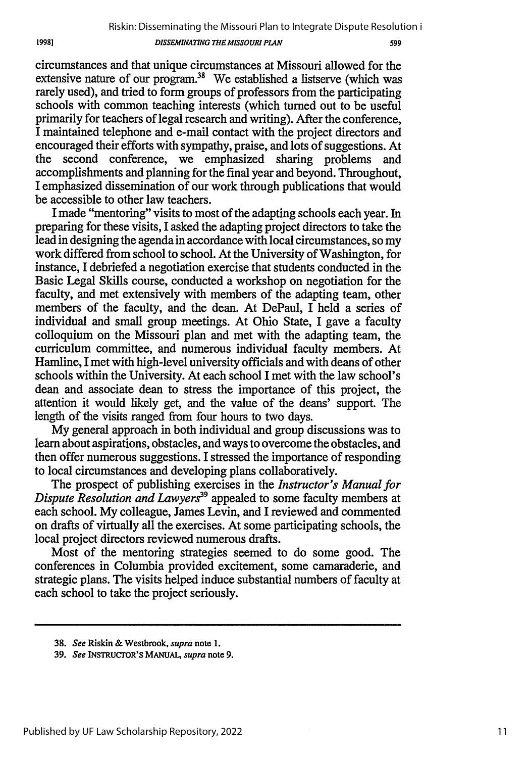circumstances and that unique circumstances at Missouri allowed for the extensive nature of our program.[38] We established a listserve (which was rarely used), and tried to form groups of professors from the participating schools with common teaching interests (which turned out to be useful primarily for teachers of legal research and writing). After the conference, I maintained telephone and e-mail contact with the project directors and encouraged their efforts with sympathy, praise, and lots of suggestions. At the second conference, we emphasized sharing problems and accomplishments and planning for the final year and beyond. Throughout, I emphasized dissemination of our work through publications that would be accessible to other law teachers.

I made "mentoring" visits to most of the adapting schools each year. In preparing for these visits, I asked the adapting project directors to take the lead in designing the agenda in accordance with local circumstances, so my work differed from school to school. At the University of Washington, for instance, I debriefed a negotiation exercise that students conducted in the Basic Legal Skills course, conducted a workshop on negotiation for the faculty, and met extensively with members of the adapting team, other members of the faculty, and the dean. At DePaul, I held a series of individual and small group meetings. At Ohio State, I gave a faculty colloquium on the Missouri plan and met with the adapting team, the curriculum committee, and numerous individual faculty members. At Hamline, I met with high-level university officials and with deans of other schools within the University. At each school I met with the law school's dean and associate dean to stress the importance of this project, the attention it would likely get, and the value of the deans' support. The length of the visits ranged from four hours to two days.

My general approach in both individual and group discussions was to learn about aspirations, obstacles, and ways to overcome the obstacles, and then offer numerous suggestions. I stressed the importance of responding to local circumstances and developing plans collaboratively.

The prospect of publishing exercises in the *Instructor's Manual for Dispute Resolution and Lawyers*[39] appealed to some faculty members at each school. My colleague, James Levin, and I reviewed and commented on drafts of virtually all the exercises. At some participating schools, the local project directors reviewed numerous drafts.

Most of the mentoring strategies seemed to do some good. The conferences in Columbia provided excitement, some camaraderie, and strategic plans. The visits helped induce substantial numbers of faculty at each school to take the project seriously.

---

38. *See* Riskin & Westbrook, *supra* note 1.

39. *See* INSTRUCTOR'S MANUAL, *supra* note 9.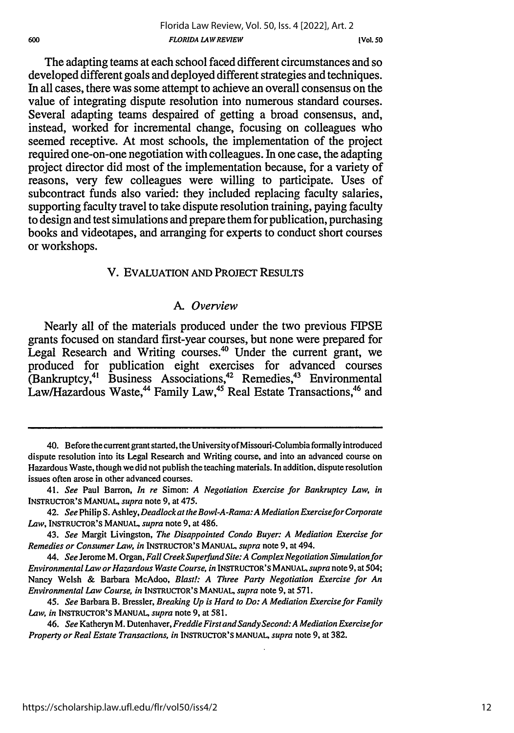The adapting teams at each school faced different circumstances and so developed different goals and deployed different strategies and techniques. In all cases, there was some attempt to achieve an overall consensus on the value of integrating dispute resolution into numerous standard courses. Several adapting teams despaired of getting a broad consensus, and, instead, worked for incremental change, focusing on colleagues who seemed receptive. At most schools, the implementation of the project required one-on-one negotiation with colleagues. In one case, the adapting project director did most of the implementation because, for a variety of reasons, very few colleagues were willing to participate. Uses of subcontract funds also varied: they included replacing faculty salaries, supporting faculty travel to take dispute resolution training, paying faculty to design and test simulations and prepare them for publication, purchasing books and videotapes, and arranging for experts to conduct short courses or workshops.

## V. EVALUATION AND PROJECT RESULTS

### A. *Overview*

Nearly all of the materials produced under the two previous FIPSE grants focused on standard first-year courses, but none were prepared for Legal Research and Writing courses.[40] Under the current grant, we produced for publication eight exercises for advanced courses (Bankruptcy,[41] Business Associations,[42] Remedies,[43] Environmental Law/Hazardous Waste,[44] Family Law,[45] Real Estate Transactions,[46] and

---

40. Before the current grant started, the University of Missouri-Columbia formally introduced dispute resolution into its Legal Research and Writing course, and into an advanced course on Hazardous Waste, though we did not publish the teaching materials. In addition, dispute resolution issues often arose in other advanced courses.

41. *See* Paul Barron, *In re* Simon: *A Negotiation Exercise for Bankruptcy Law, in* INSTRUCTOR'S MANUAL, *supra* note 9, at 475.

42. *See* Philip S. Ashley, *Deadlock at the Bowl-A-Rama: A Mediation Exercise for Corporate Law*, INSTRUCTOR'S MANUAL, *supra* note 9, at 486.

43. *See* Margit Livingston, *The Disappointed Condo Buyer: A Mediation Exercise for Remedies or Consumer Law, in* INSTRUCTOR'S MANUAL, *supra* note 9, at 494.

44. *See* Jerome M. Organ, *Fall Creek Superfund Site: A Complex Negotiation Simulation for Environmental Law or Hazardous Waste Course, in* INSTRUCTOR'S MANUAL, *supra* note 9, at 504; Nancy Welsh & Barbara McAdoo, *Blast!: A Three Party Negotiation Exercise for An Environmental Law Course, in* INSTRUCTOR'S MANUAL, *supra* note 9, at 571.

45. *See* Barbara B. Bressler, *Breaking Up is Hard to Do: A Mediation Exercise for Family Law, in* INSTRUCTOR'S MANUAL, *supra* note 9, at 581.

46. *See* Katheryn M. Dutenhaver, *Freddie First and Sandy Second: A Mediation Exercise for Property or Real Estate Transactions, in* INSTRUCTOR'S MANUAL, *supra* note 9, at 382.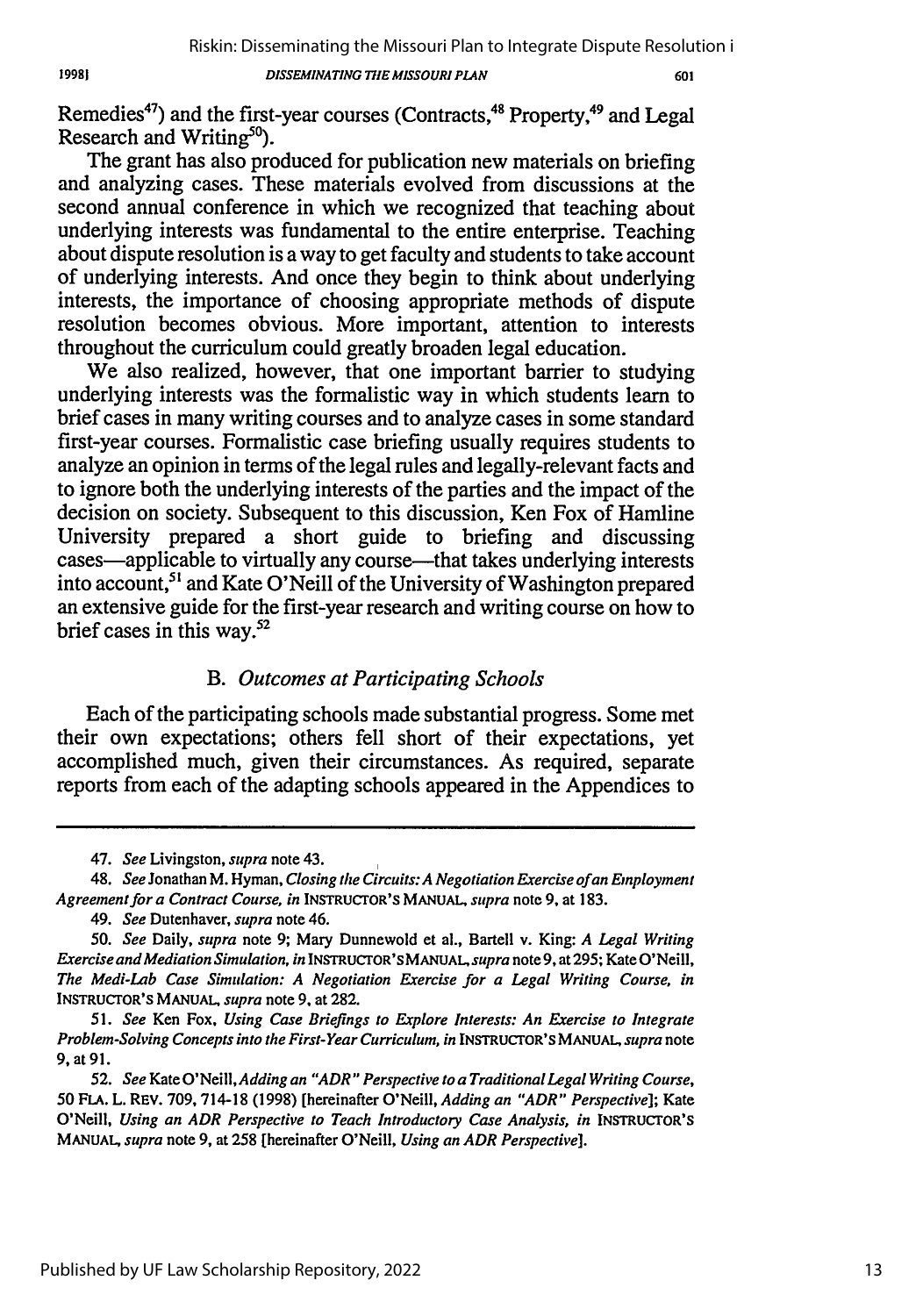Remedies[47]) and the first-year courses (Contracts,[48] Property,[49] and Legal Research and Writing[50]).

The grant has also produced for publication new materials on briefing and analyzing cases. These materials evolved from discussions at the second annual conference in which we recognized that teaching about underlying interests was fundamental to the entire enterprise. Teaching about dispute resolution is a way to get faculty and students to take account of underlying interests. And once they begin to think about underlying interests, the importance of choosing appropriate methods of dispute resolution becomes obvious. More important, attention to interests throughout the curriculum could greatly broaden legal education.

We also realized, however, that one important barrier to studying underlying interests was the formalistic way in which students learn to brief cases in many writing courses and to analyze cases in some standard first-year courses. Formalistic case briefing usually requires students to analyze an opinion in terms of the legal rules and legally-relevant facts and to ignore both the underlying interests of the parties and the impact of the decision on society. Subsequent to this discussion, Ken Fox of Hamline University prepared a short guide to briefing and discussing cases—applicable to virtually any course—that takes underlying interests into account,[51] and Kate O'Neill of the University of Washington prepared an extensive guide for the first-year research and writing course on how to brief cases in this way.[52]

### B. *Outcomes at Participating Schools*

Each of the participating schools made substantial progress. Some met their own expectations; others fell short of their expectations, yet accomplished much, given their circumstances. As required, separate reports from each of the adapting schools appeared in the Appendices to

---

47. *See* Livingston, *supra* note 43.

48. *See* Jonathan M. Hyman, *Closing the Circuits: A Negotiation Exercise of an Employment Agreement for a Contract Course, in* INSTRUCTOR'S MANUAL, *supra* note 9, at 183.

49. *See* Dutenhaver, *supra* note 46.

50. *See* Daily, *supra* note 9; Mary Dunnewold et al., Bartell v. King: *A Legal Writing Exercise and Mediation Simulation, in* INSTRUCTOR'S MANUAL, *supra* note 9, at 295; Kate O'Neill, *The Medi-Lab Case Simulation: A Negotiation Exercise for a Legal Writing Course, in* INSTRUCTOR'S MANUAL, *supra* note 9, at 282.

51. *See* Ken Fox, *Using Case Briefings to Explore Interests: An Exercise to Integrate Problem-Solving Concepts into the First-Year Curriculum, in* INSTRUCTOR'S MANUAL, *supra* note 9, at 91.

52. *See* Kate O'Neill, *Adding an "ADR" Perspective to a Traditional Legal Writing Course*, 50 FLA. L. REV. 709, 714-18 (1998) [hereinafter O'Neill, *Adding an "ADR" Perspective*]; Kate O'Neill, *Using an ADR Perspective to Teach Introductory Case Analysis, in* INSTRUCTOR'S MANUAL, *supra* note 9, at 258 [hereinafter O'Neill, *Using an ADR Perspective*].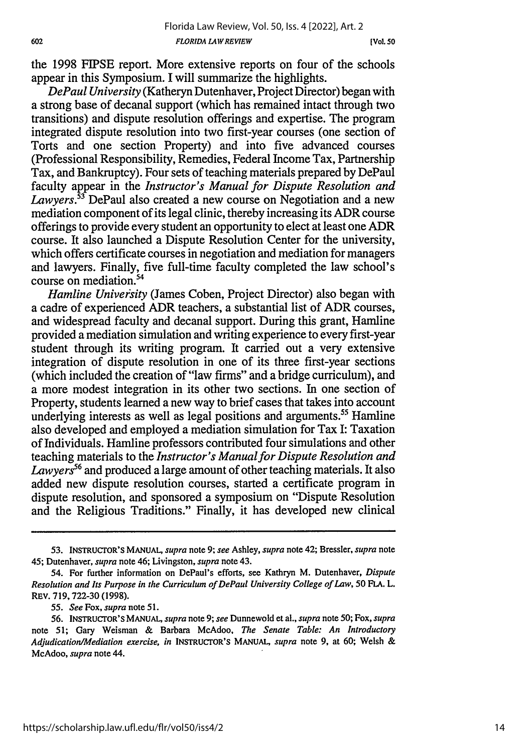the 1998 FIPSE report. More extensive reports on four of the schools appear in this Symposium. I will summarize the highlights.

*DePaul University* (Katheryn Dutenhaver, Project Director) began with a strong base of decanal support (which has remained intact through two transitions) and dispute resolution offerings and expertise. The program integrated dispute resolution into two first-year courses (one section of Torts and one section Property) and into five advanced courses (Professional Responsibility, Remedies, Federal Income Tax, Partnership Tax, and Bankruptcy). Four sets of teaching materials prepared by DePaul faculty appear in the *Instructor's Manual for Dispute Resolution and Lawyers*.[53] DePaul also created a new course on Negotiation and a new mediation component of its legal clinic, thereby increasing its ADR course offerings to provide every student an opportunity to elect at least one ADR course. It also launched a Dispute Resolution Center for the university, which offers certificate courses in negotiation and mediation for managers and lawyers. Finally, five full-time faculty completed the law school's course on mediation.[54]

*Hamline University* (James Coben, Project Director) also began with a cadre of experienced ADR teachers, a substantial list of ADR courses, and widespread faculty and decanal support. During this grant, Hamline provided a mediation simulation and writing experience to every first-year student through its writing program. It carried out a very extensive integration of dispute resolution in one of its three first-year sections (which included the creation of "law firms" and a bridge curriculum), and a more modest integration in its other two sections. In one section of Property, students learned a new way to brief cases that takes into account underlying interests as well as legal positions and arguments.[55] Hamline also developed and employed a mediation simulation for Tax I: Taxation of Individuals. Hamline professors contributed four simulations and other teaching materials to the *Instructor's Manual for Dispute Resolution and Lawyers*[56] and produced a large amount of other teaching materials. It also added new dispute resolution courses, started a certificate program in dispute resolution, and sponsored a symposium on "Dispute Resolution and the Religious Traditions." Finally, it has developed new clinical

---

53. INSTRUCTOR'S MANUAL, *supra* note 9; *see* Ashley, *supra* note 42; Bressler, *supra* note 45; Dutenhaver, *supra* note 46; Livingston, *supra* note 43.

54. For further information on DePaul's efforts, see Kathryn M. Dutenhaver, *Dispute Resolution and Its Purpose in the Curriculum of DePaul University College of Law*, 50 FLA. L. REV. 719, 722-30 (1998).

55. *See* Fox, *supra* note 51.

56. INSTRUCTOR'S MANUAL, *supra* note 9; *see* Dunnewold et al., *supra* note 50; Fox, *supra* note 51; Gary Weisman & Barbara McAdoo, *The Senate Table: An Introductory Adjudication/Mediation exercise*, *in* INSTRUCTOR'S MANUAL, *supra* note 9, at 60; Welsh & McAdoo, *supra* note 44.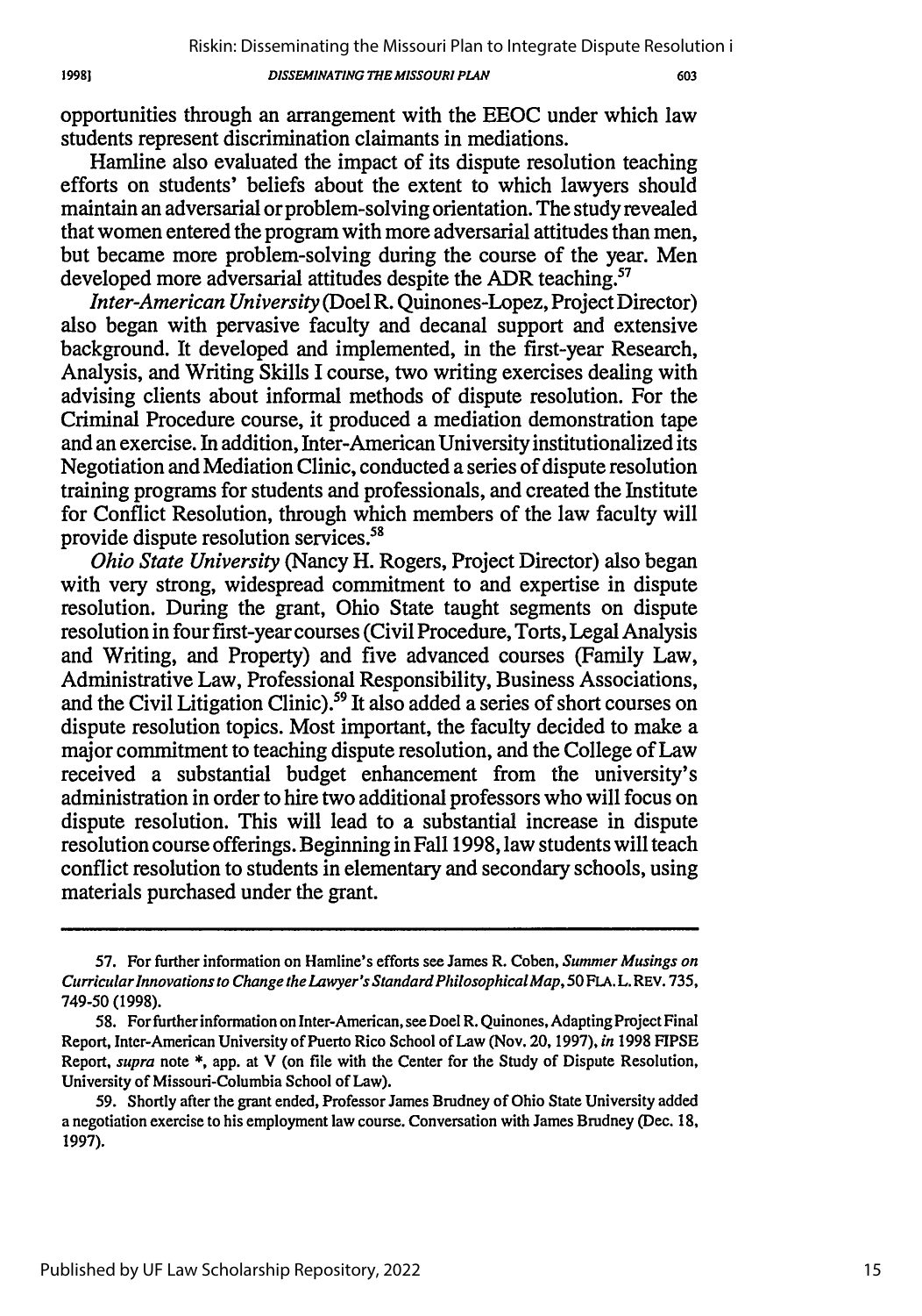opportunities through an arrangement with the EEOC under which law students represent discrimination claimants in mediations.

Hamline also evaluated the impact of its dispute resolution teaching efforts on students' beliefs about the extent to which lawyers should maintain an adversarial or problem-solving orientation. The study revealed that women entered the program with more adversarial attitudes than men, but became more problem-solving during the course of the year. Men developed more adversarial attitudes despite the ADR teaching.[57]

*Inter-American University* (Doel R. Quinones-Lopez, Project Director) also began with pervasive faculty and decanal support and extensive background. It developed and implemented, in the first-year Research, Analysis, and Writing Skills I course, two writing exercises dealing with advising clients about informal methods of dispute resolution. For the Criminal Procedure course, it produced a mediation demonstration tape and an exercise. In addition, Inter-American University institutionalized its Negotiation and Mediation Clinic, conducted a series of dispute resolution training programs for students and professionals, and created the Institute for Conflict Resolution, through which members of the law faculty will provide dispute resolution services.[58]

*Ohio State University* (Nancy H. Rogers, Project Director) also began with very strong, widespread commitment to and expertise in dispute resolution. During the grant, Ohio State taught segments on dispute resolution in four first-year courses (Civil Procedure, Torts, Legal Analysis and Writing, and Property) and five advanced courses (Family Law, Administrative Law, Professional Responsibility, Business Associations, and the Civil Litigation Clinic).[59] It also added a series of short courses on dispute resolution topics. Most important, the faculty decided to make a major commitment to teaching dispute resolution, and the College of Law received a substantial budget enhancement from the university's administration in order to hire two additional professors who will focus on dispute resolution. This will lead to a substantial increase in dispute resolution course offerings. Beginning in Fall 1998, law students will teach conflict resolution to students in elementary and secondary schools, using materials purchased under the grant.

---

57. For further information on Hamline's efforts see James R. Coben, *Summer Musings on Curricular Innovations to Change the Lawyer's Standard Philosophical Map*, 50 FLA. L. REV. 735, 749-50 (1998).

58. For further information on Inter-American, see Doel R. Quinones, Adapting Project Final Report, Inter-American University of Puerto Rico School of Law (Nov. 20, 1997), *in* 1998 FIPSE Report, *supra* note *, app. at V (on file with the Center for the Study of Dispute Resolution, University of Missouri-Columbia School of Law).

59. Shortly after the grant ended, Professor James Brudney of Ohio State University added a negotiation exercise to his employment law course. Conversation with James Brudney (Dec. 18, 1997).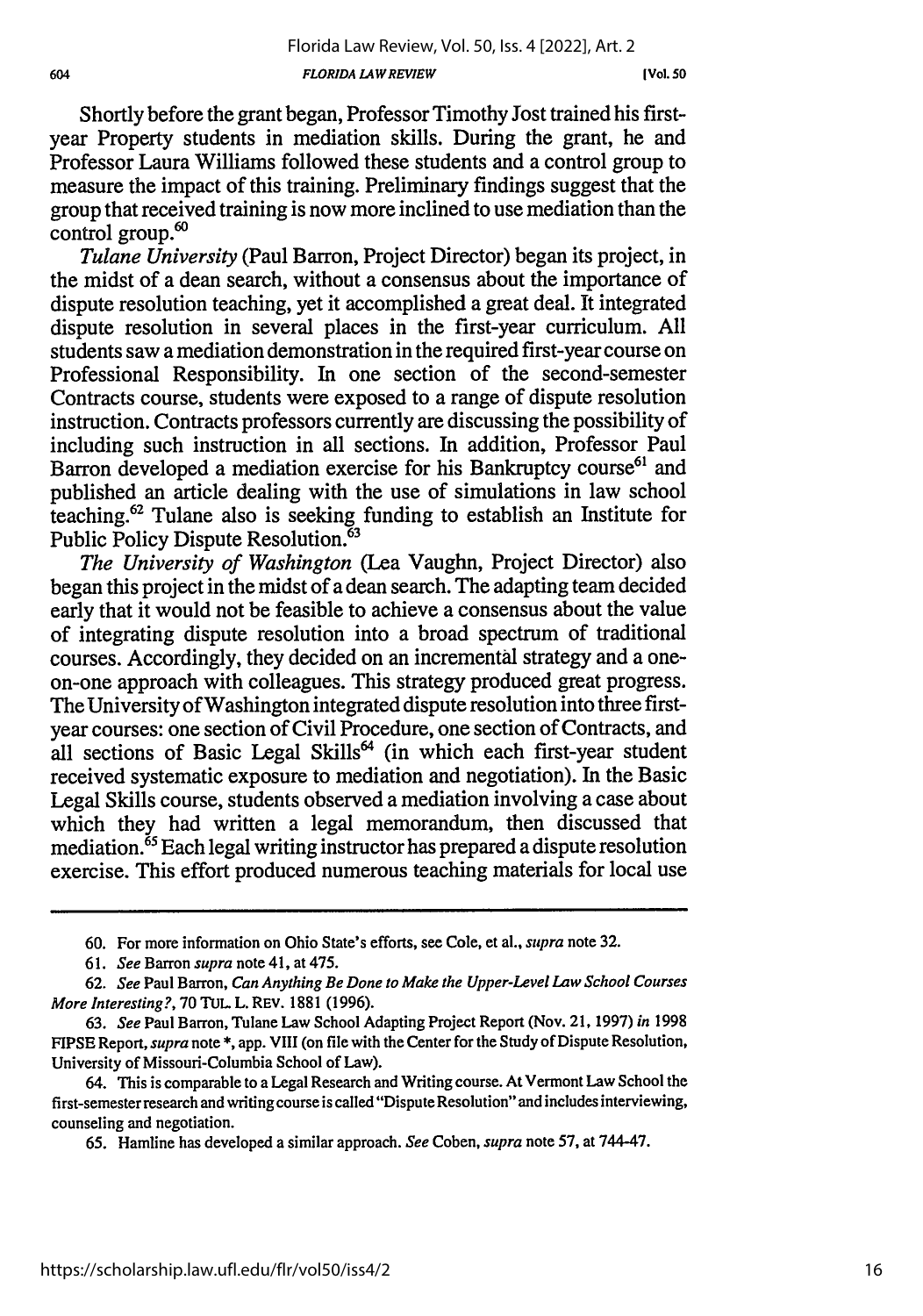Shortly before the grant began, Professor Timothy Jost trained his first-year Property students in mediation skills. During the grant, he and Professor Laura Williams followed these students and a control group to measure the impact of this training. Preliminary findings suggest that the group that received training is now more inclined to use mediation than the control group.[60]

*Tulane University* (Paul Barron, Project Director) began its project, in the midst of a dean search, without a consensus about the importance of dispute resolution teaching, yet it accomplished a great deal. It integrated dispute resolution in several places in the first-year curriculum. All students saw a mediation demonstration in the required first-year course on Professional Responsibility. In one section of the second-semester Contracts course, students were exposed to a range of dispute resolution instruction. Contracts professors currently are discussing the possibility of including such instruction in all sections. In addition, Professor Paul Barron developed a mediation exercise for his Bankruptcy course[61] and published an article dealing with the use of simulations in law school teaching.[62] Tulane also is seeking funding to establish an Institute for Public Policy Dispute Resolution.[63]

*The University of Washington* (Lea Vaughn, Project Director) also began this project in the midst of a dean search. The adapting team decided early that it would not be feasible to achieve a consensus about the value of integrating dispute resolution into a broad spectrum of traditional courses. Accordingly, they decided on an incremental strategy and a one-on-one approach with colleagues. This strategy produced great progress. The University of Washington integrated dispute resolution into three first-year courses: one section of Civil Procedure, one section of Contracts, and all sections of Basic Legal Skills[64] (in which each first-year student received systematic exposure to mediation and negotiation). In the Basic Legal Skills course, students observed a mediation involving a case about which they had written a legal memorandum, then discussed that mediation.[65] Each legal writing instructor has prepared a dispute resolution exercise. This effort produced numerous teaching materials for local use

---

60. For more information on Ohio State's efforts, see Cole, et al., *supra* note 32.

61. *See* Barron *supra* note 41, at 475.

62. *See* Paul Barron, *Can Anything Be Done to Make the Upper-Level Law School Courses More Interesting?*, 70 TUL. L. REV. 1881 (1996).

63. *See* Paul Barron, Tulane Law School Adapting Project Report (Nov. 21, 1997) *in* 1998 FIPSE Report, *supra* note *, app. VIII (on file with the Center for the Study of Dispute Resolution, University of Missouri-Columbia School of Law).

64. This is comparable to a Legal Research and Writing course. At Vermont Law School the first-semester research and writing course is called "Dispute Resolution" and includes interviewing, counseling and negotiation.

65. Hamline has developed a similar approach. *See* Coben, *supra* note 57, at 744-47.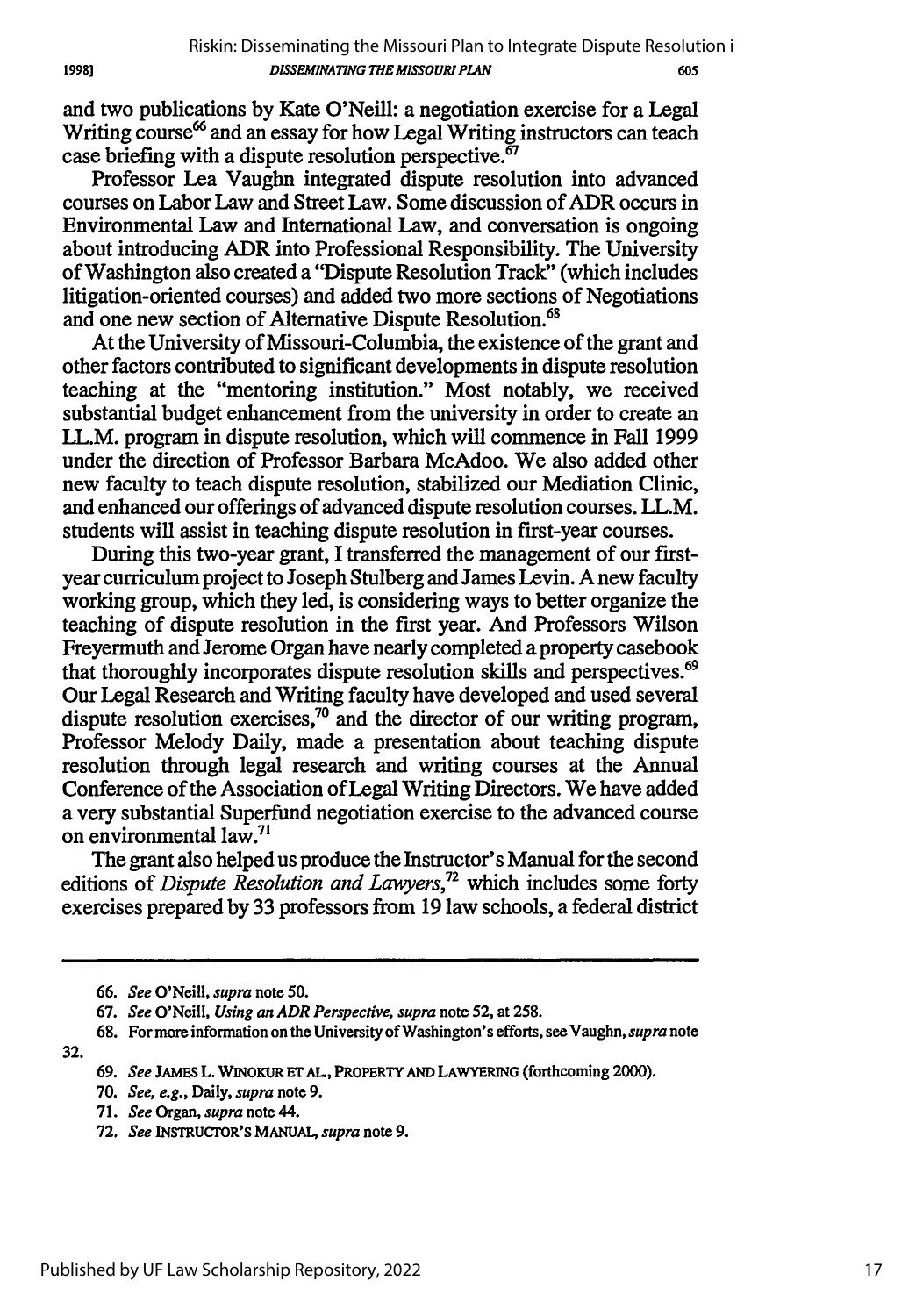and two publications by Kate O'Neill: a negotiation exercise for a Legal Writing course[66] and an essay for how Legal Writing instructors can teach case briefing with a dispute resolution perspective.[67]

Professor Lea Vaughn integrated dispute resolution into advanced courses on Labor Law and Street Law. Some discussion of ADR occurs in Environmental Law and International Law, and conversation is ongoing about introducing ADR into Professional Responsibility. The University of Washington also created a "Dispute Resolution Track" (which includes litigation-oriented courses) and added two more sections of Negotiations and one new section of Alternative Dispute Resolution.[68]

At the University of Missouri-Columbia, the existence of the grant and other factors contributed to significant developments in dispute resolution teaching at the "mentoring institution." Most notably, we received substantial budget enhancement from the university in order to create an LL.M. program in dispute resolution, which will commence in Fall 1999 under the direction of Professor Barbara McAdoo. We also added other new faculty to teach dispute resolution, stabilized our Mediation Clinic, and enhanced our offerings of advanced dispute resolution courses. LL.M. students will assist in teaching dispute resolution in first-year courses.

During this two-year grant, I transferred the management of our first-year curriculum project to Joseph Stulberg and James Levin. A new faculty working group, which they led, is considering ways to better organize the teaching of dispute resolution in the first year. And Professors Wilson Freyermuth and Jerome Organ have nearly completed a property casebook that thoroughly incorporates dispute resolution skills and perspectives.[69] Our Legal Research and Writing faculty have developed and used several dispute resolution exercises,[70] and the director of our writing program, Professor Melody Daily, made a presentation about teaching dispute resolution through legal research and writing courses at the Annual Conference of the Association of Legal Writing Directors. We have added a very substantial Superfund negotiation exercise to the advanced course on environmental law.[71]

The grant also helped us produce the Instructor's Manual for the second editions of *Dispute Resolution and Lawyers*,[72] which includes some forty exercises prepared by 33 professors from 19 law schools, a federal district

---

66. *See* O'Neill, *supra* note 50.

67. *See* O'Neill, *Using an ADR Perspective*, *supra* note 52, at 258.

68. For more information on the University of Washington's efforts, see Vaughn, *supra* note 32.

69. *See* JAMES L. WINOKUR ET AL., PROPERTY AND LAWYERING (forthcoming 2000).

70. *See, e.g.*, Daily, *supra* note 9.

71. *See* Organ, *supra* note 44.

72. *See* INSTRUCTOR'S MANUAL, *supra* note 9.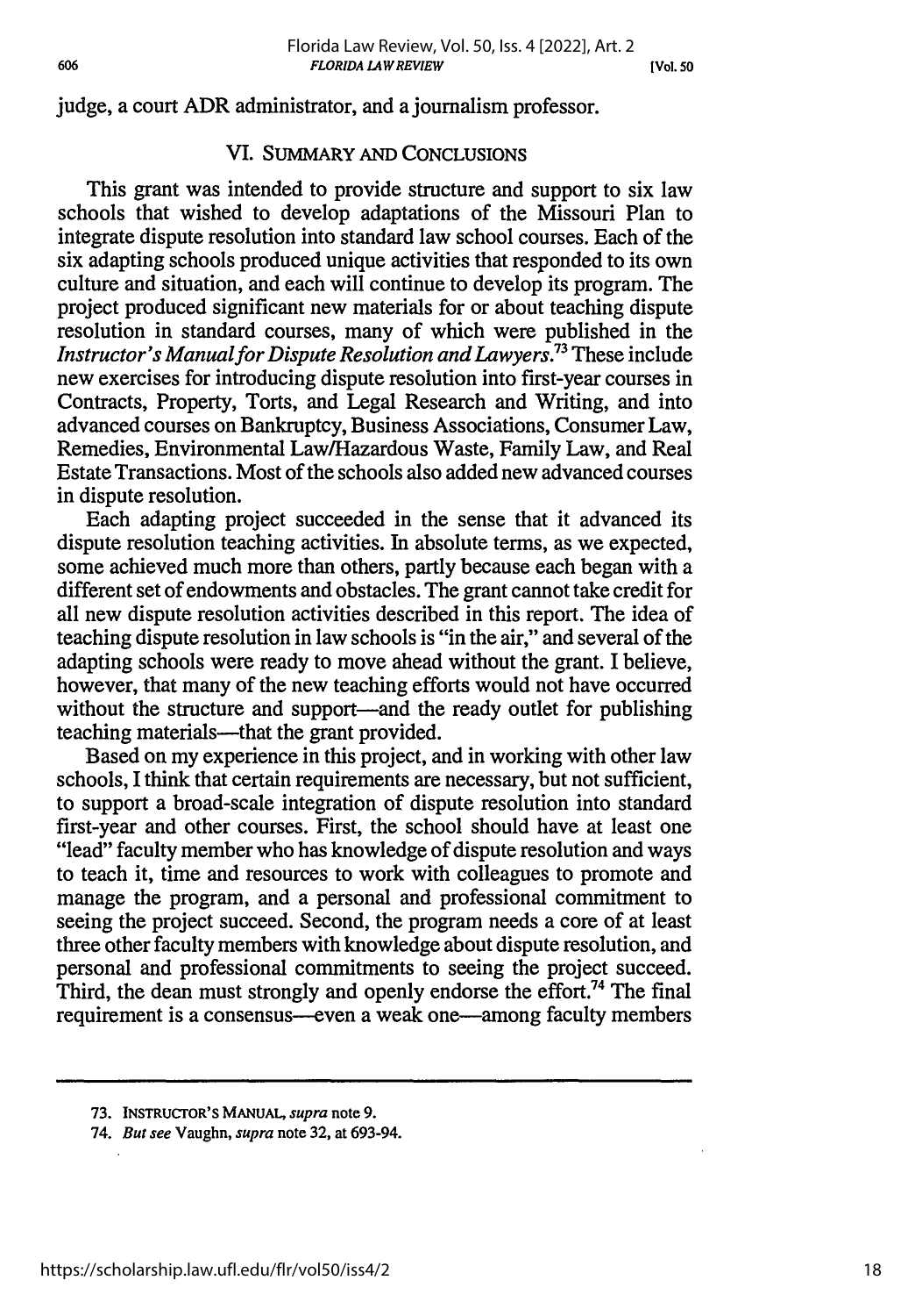judge, a court ADR administrator, and a journalism professor.

## VI. SUMMARY AND CONCLUSIONS

This grant was intended to provide structure and support to six law schools that wished to develop adaptations of the Missouri Plan to integrate dispute resolution into standard law school courses. Each of the six adapting schools produced unique activities that responded to its own culture and situation, and each will continue to develop its program. The project produced significant new materials for or about teaching dispute resolution in standard courses, many of which were published in the *Instructor's Manual for Dispute Resolution and Lawyers*.[73] These include new exercises for introducing dispute resolution into first-year courses in Contracts, Property, Torts, and Legal Research and Writing, and into advanced courses on Bankruptcy, Business Associations, Consumer Law, Remedies, Environmental Law/Hazardous Waste, Family Law, and Real Estate Transactions. Most of the schools also added new advanced courses in dispute resolution.

Each adapting project succeeded in the sense that it advanced its dispute resolution teaching activities. In absolute terms, as we expected, some achieved much more than others, partly because each began with a different set of endowments and obstacles. The grant cannot take credit for all new dispute resolution activities described in this report. The idea of teaching dispute resolution in law schools is "in the air," and several of the adapting schools were ready to move ahead without the grant. I believe, however, that many of the new teaching efforts would not have occurred without the structure and support—and the ready outlet for publishing teaching materials—that the grant provided.

Based on my experience in this project, and in working with other law schools, I think that certain requirements are necessary, but not sufficient, to support a broad-scale integration of dispute resolution into standard first-year and other courses. First, the school should have at least one "lead" faculty member who has knowledge of dispute resolution and ways to teach it, time and resources to work with colleagues to promote and manage the program, and a personal and professional commitment to seeing the project succeed. Second, the program needs a core of at least three other faculty members with knowledge about dispute resolution, and personal and professional commitments to seeing the project succeed. Third, the dean must strongly and openly endorse the effort.[74] The final requirement is a consensus—even a weak one—among faculty members

---

73. INSTRUCTOR'S MANUAL, *supra* note 9.

74. *But see* Vaughn, *supra* note 32, at 693-94.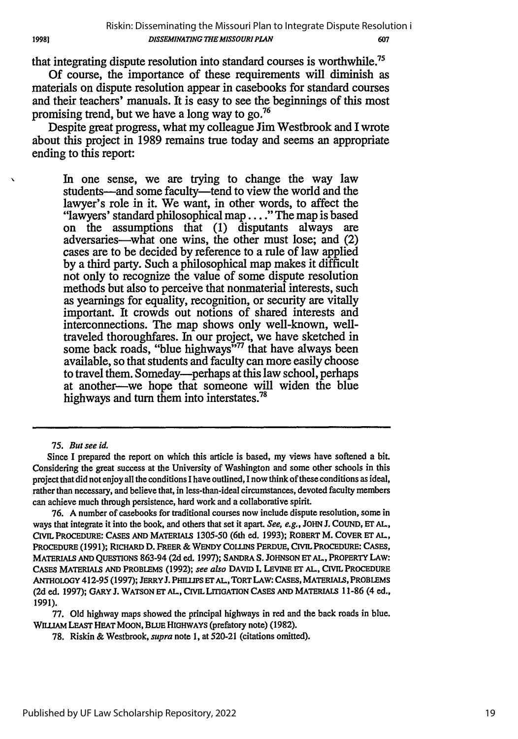that integrating dispute resolution into standard courses is worthwhile.[75]

Of course, the importance of these requirements will diminish as materials on dispute resolution appear in casebooks for standard courses and their teachers' manuals. It is easy to see the beginnings of this most promising trend, but we have a long way to go.[76]

Despite great progress, what my colleague Jim Westbrook and I wrote about this project in 1989 remains true today and seems an appropriate ending to this report:

> In one sense, we are trying to change the way law students—and some faculty—tend to view the world and the lawyer's role in it. We want, in other words, to affect the "lawyers' standard philosophical map . . . ." The map is based on the assumptions that (1) disputants always are adversaries—what one wins, the other must lose; and (2) cases are to be decided by reference to a rule of law applied by a third party. Such a philosophical map makes it difficult not only to recognize the value of some dispute resolution methods but also to perceive that nonmaterial interests, such as yearnings for equality, recognition, or security are vitally important. It crowds out notions of shared interests and interconnections. The map shows only well-known, well-traveled thoroughfares. In our project, we have sketched in some back roads, "blue highways"[77] that have always been available, so that students and faculty can more easily choose to travel them. Someday—perhaps at this law school, perhaps at another—we hope that someone will widen the blue highways and turn them into interstates.[78]

---

75. *But see id.*

Since I prepared the report on which this article is based, my views have softened a bit. Considering the great success at the University of Washington and some other schools in this project that did not enjoy all the conditions I have outlined, I now think of these conditions as ideal, rather than necessary, and believe that, in less-than-ideal circumstances, devoted faculty members can achieve much through persistence, hard work and a collaborative spirit.

76. A number of casebooks for traditional courses now include dispute resolution, some in ways that integrate it into the book, and others that set it apart. *See, e.g.*, JOHN J. COUND, ET AL., CIVIL PROCEDURE: CASES AND MATERIALS 1305-50 (6th ed. 1993); ROBERT M. COVER ET AL., PROCEDURE (1991); RICHARD D. FREER & WENDY COLLINS PERDUE, CIVIL PROCEDURE: CASES, MATERIALS AND QUESTIONS 863-94 (2d ed. 1997); SANDRA S. JOHNSON ET AL., PROPERTY LAW: CASES MATERIALS AND PROBLEMS (1992); *see also* DAVID I. LEVINE ET AL., CIVIL PROCEDURE ANTHOLOGY 412-95 (1997); JERRY J. PHILLIPS ET AL., TORT LAW: CASES, MATERIALS, PROBLEMS (2d ed. 1997); GARY J. WATSON ET AL., CIVIL LITIGATION CASES AND MATERIALS 11-86 (4 ed., 1991).

77. Old highway maps showed the principal highways in red and the back roads in blue. WILLIAM LEAST HEAT MOON, BLUE HIGHWAYS (prefatory note) (1982).

78. Riskin & Westbrook, *supra* note 1, at 520-21 (citations omitted).